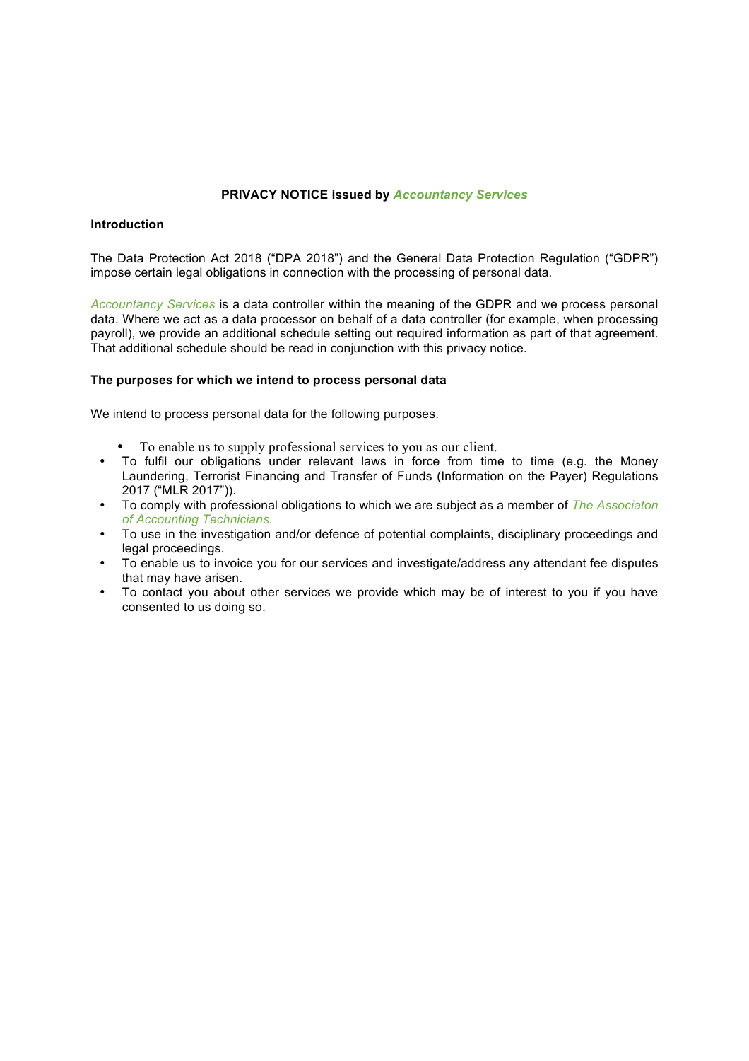**PRIVACY NOTICE issued by *Accountancy Services***

**Introduction**

The Data Protection Act 2018 ("DPA 2018") and the General Data Protection Regulation ("GDPR") impose certain legal obligations in connection with the processing of personal data.

*Accountancy Services* is a data controller within the meaning of the GDPR and we process personal data. Where we act as a data processor on behalf of a data controller (for example, when processing payroll), we provide an additional schedule setting out required information as part of that agreement. That additional schedule should be read in conjunction with this privacy notice.

**The purposes for which we intend to process personal data**

We intend to process personal data for the following purposes.

- To enable us to supply professional services to you as our client.
- To fulfil our obligations under relevant laws in force from time to time (e.g. the Money Laundering, Terrorist Financing and Transfer of Funds (Information on the Payer) Regulations 2017 ("MLR 2017")).
- To comply with professional obligations to which we are subject as a member of *The Associaton of Accounting Technicians.*
- To use in the investigation and/or defence of potential complaints, disciplinary proceedings and legal proceedings.
- To enable us to invoice you for our services and investigate/address any attendant fee disputes that may have arisen.
- To contact you about other services we provide which may be of interest to you if you have consented to us doing so.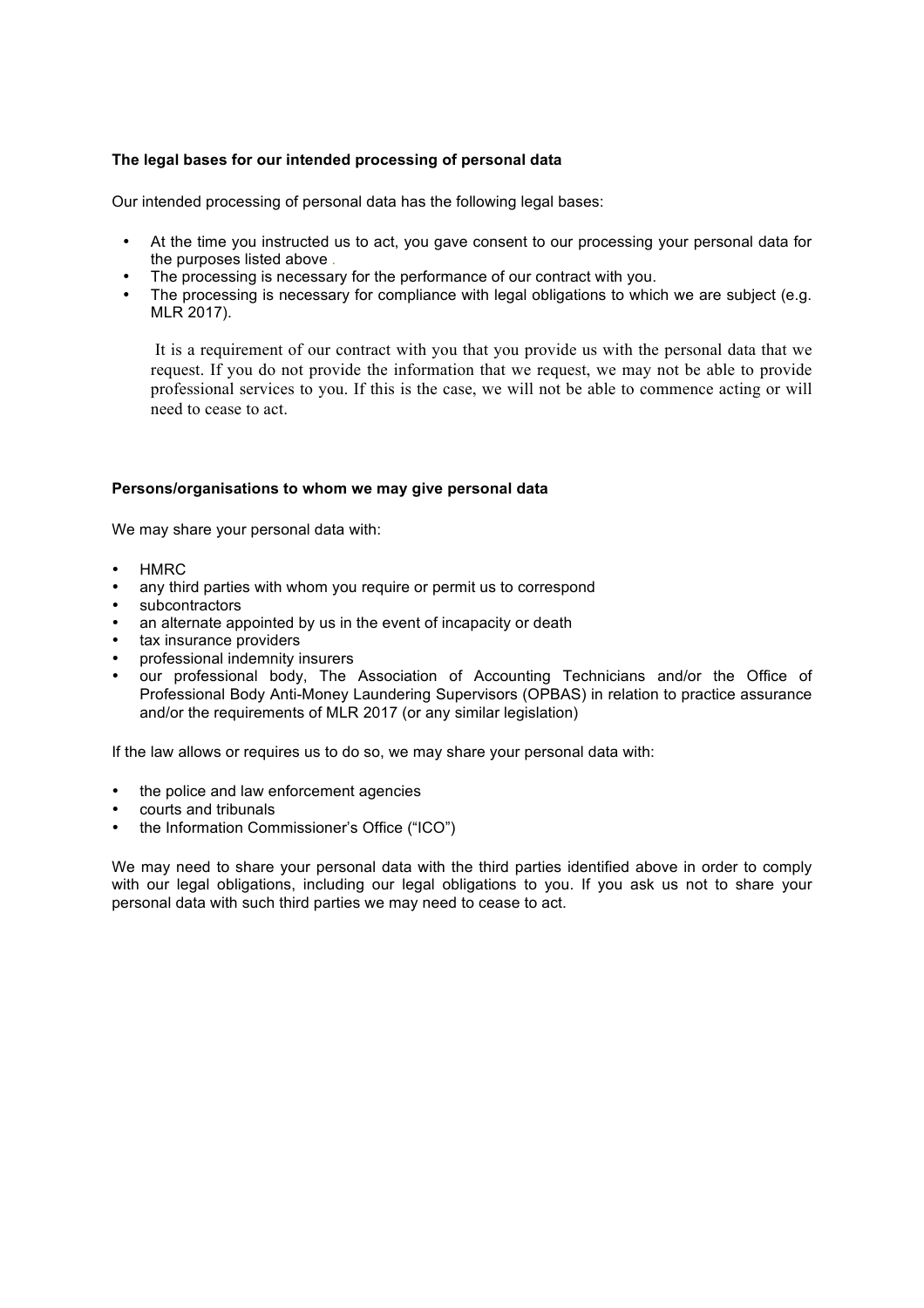**The legal bases for our intended processing of personal data**

Our intended processing of personal data has the following legal bases:

- At the time you instructed us to act, you gave consent to our processing your personal data for the purposes listed above .
- The processing is necessary for the performance of our contract with you.
- The processing is necessary for compliance with legal obligations to which we are subject (e.g. MLR 2017).

It is a requirement of our contract with you that you provide us with the personal data that we request. If you do not provide the information that we request, we may not be able to provide professional services to you. If this is the case, we will not be able to commence acting or will need to cease to act.

**Persons/organisations to whom we may give personal data**

We may share your personal data with:

- HMRC
- any third parties with whom you require or permit us to correspond
- subcontractors
- an alternate appointed by us in the event of incapacity or death
- tax insurance providers
- professional indemnity insurers
- our professional body, The Association of Accounting Technicians and/or the Office of Professional Body Anti-Money Laundering Supervisors (OPBAS) in relation to practice assurance and/or the requirements of MLR 2017 (or any similar legislation)

If the law allows or requires us to do so, we may share your personal data with:

- the police and law enforcement agencies
- courts and tribunals
- the Information Commissioner's Office ("ICO")

We may need to share your personal data with the third parties identified above in order to comply with our legal obligations, including our legal obligations to you. If you ask us not to share your personal data with such third parties we may need to cease to act.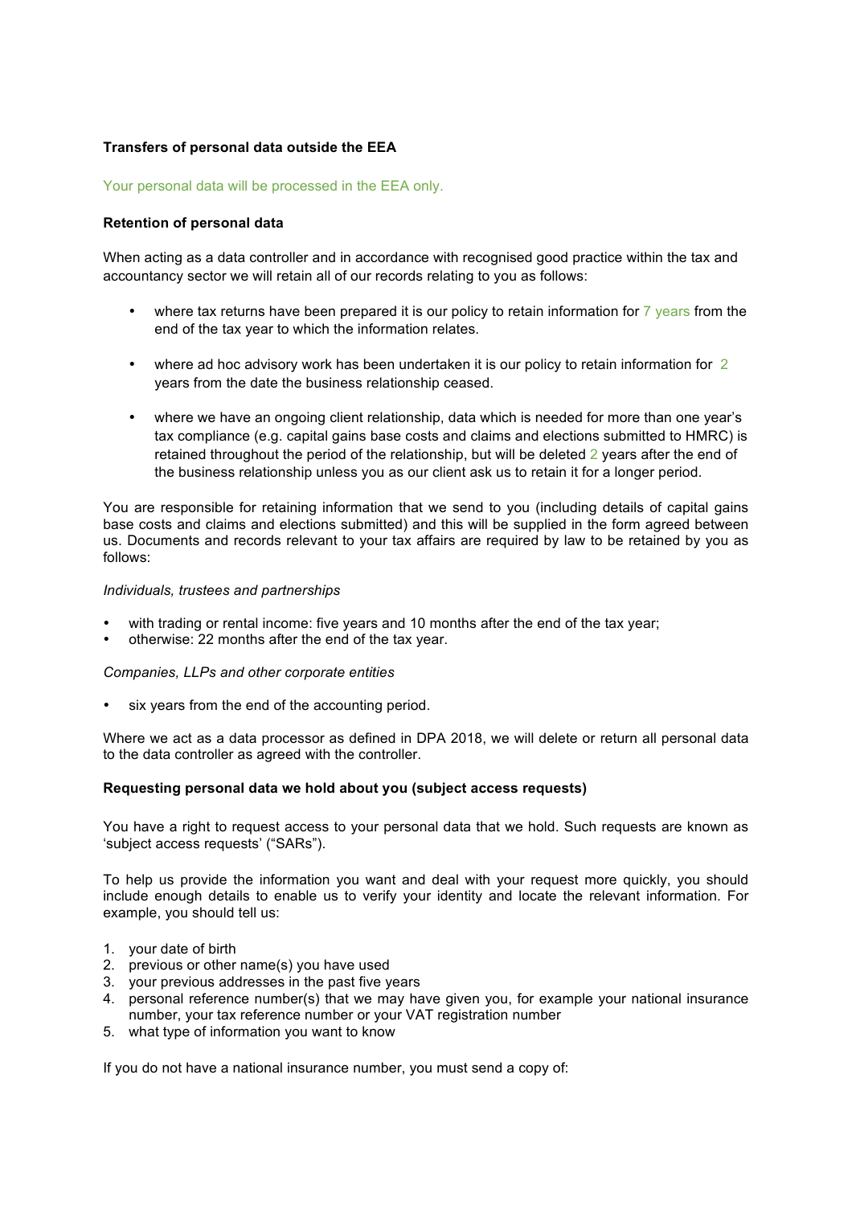**Transfers of personal data outside the EEA**

Your personal data will be processed in the EEA only.

**Retention of personal data**

When acting as a data controller and in accordance with recognised good practice within the tax and accountancy sector we will retain all of our records relating to you as follows:

- where tax returns have been prepared it is our policy to retain information for 7 years from the end of the tax year to which the information relates.
- where ad hoc advisory work has been undertaken it is our policy to retain information for 2 years from the date the business relationship ceased.
- where we have an ongoing client relationship, data which is needed for more than one year's tax compliance (e.g. capital gains base costs and claims and elections submitted to HMRC) is retained throughout the period of the relationship, but will be deleted 2 years after the end of the business relationship unless you as our client ask us to retain it for a longer period.

You are responsible for retaining information that we send to you (including details of capital gains base costs and claims and elections submitted) and this will be supplied in the form agreed between us. Documents and records relevant to your tax affairs are required by law to be retained by you as follows:

*Individuals, trustees and partnerships*

- with trading or rental income: five years and 10 months after the end of the tax year;
- otherwise: 22 months after the end of the tax year.

*Companies, LLPs and other corporate entities*

- six years from the end of the accounting period.

Where we act as a data processor as defined in DPA 2018, we will delete or return all personal data to the data controller as agreed with the controller.

**Requesting personal data we hold about you (subject access requests)**

You have a right to request access to your personal data that we hold. Such requests are known as 'subject access requests' ("SARs").

To help us provide the information you want and deal with your request more quickly, you should include enough details to enable us to verify your identity and locate the relevant information. For example, you should tell us:

1. your date of birth
2. previous or other name(s) you have used
3. your previous addresses in the past five years
4. personal reference number(s) that we may have given you, for example your national insurance number, your tax reference number or your VAT registration number
5. what type of information you want to know

If you do not have a national insurance number, you must send a copy of: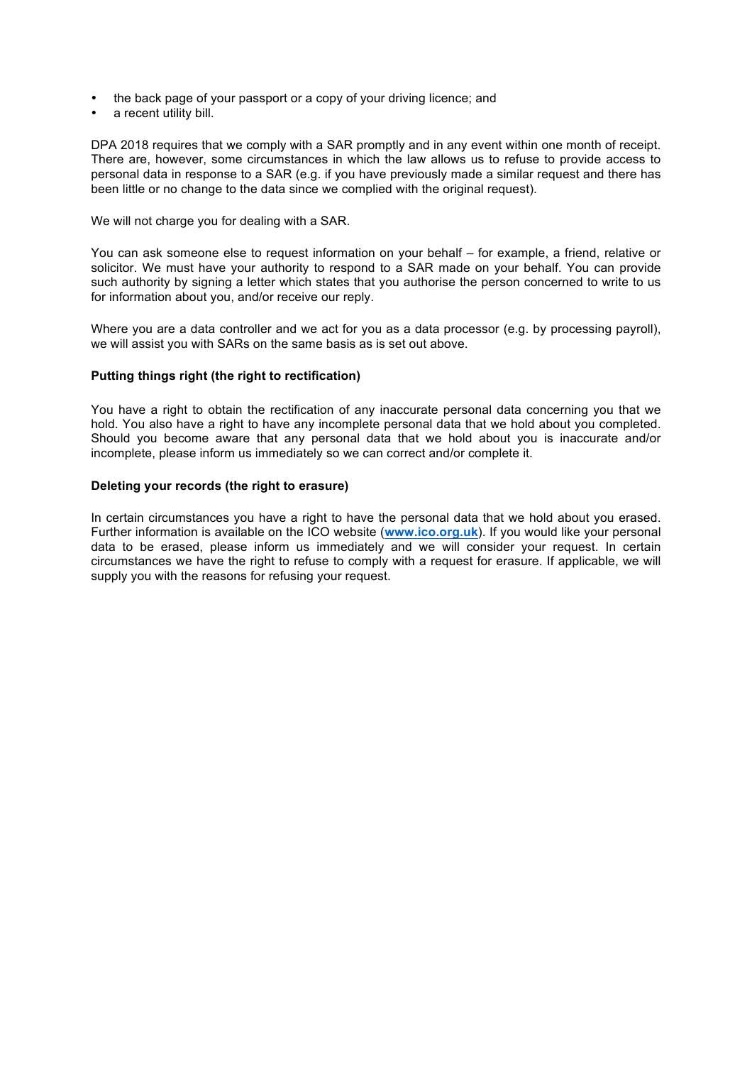- the back page of your passport or a copy of your driving licence; and
- a recent utility bill.

DPA 2018 requires that we comply with a SAR promptly and in any event within one month of receipt. There are, however, some circumstances in which the law allows us to refuse to provide access to personal data in response to a SAR (e.g. if you have previously made a similar request and there has been little or no change to the data since we complied with the original request).

We will not charge you for dealing with a SAR.

You can ask someone else to request information on your behalf – for example, a friend, relative or solicitor. We must have your authority to respond to a SAR made on your behalf. You can provide such authority by signing a letter which states that you authorise the person concerned to write to us for information about you, and/or receive our reply.

Where you are a data controller and we act for you as a data processor (e.g. by processing payroll), we will assist you with SARs on the same basis as is set out above.

**Putting things right (the right to rectification)**

You have a right to obtain the rectification of any inaccurate personal data concerning you that we hold. You also have a right to have any incomplete personal data that we hold about you completed. Should you become aware that any personal data that we hold about you is inaccurate and/or incomplete, please inform us immediately so we can correct and/or complete it.

**Deleting your records (the right to erasure)**

In certain circumstances you have a right to have the personal data that we hold about you erased. Further information is available on the ICO website (**www.ico.org.uk**). If you would like your personal data to be erased, please inform us immediately and we will consider your request. In certain circumstances we have the right to refuse to comply with a request for erasure. If applicable, we will supply you with the reasons for refusing your request.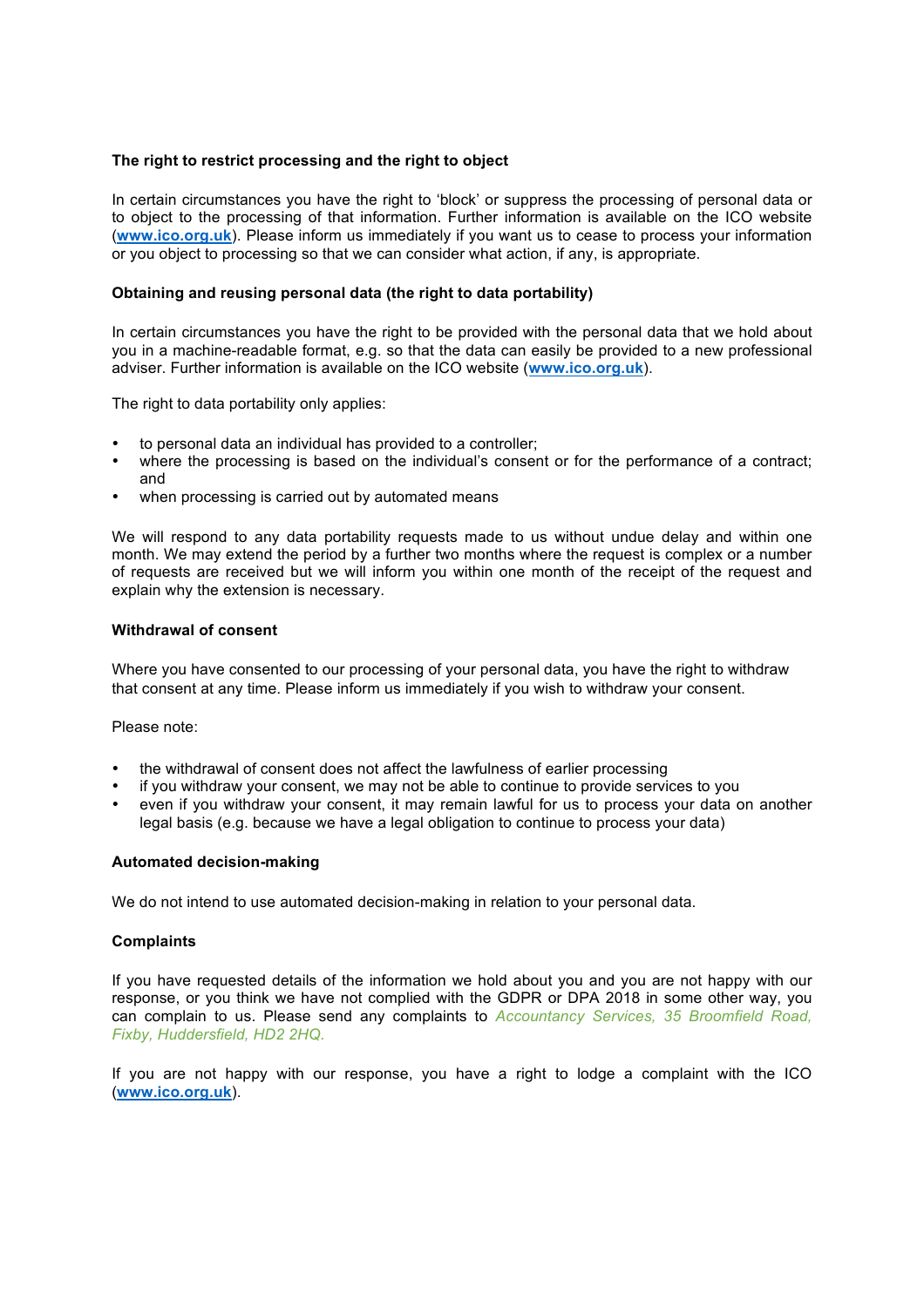**The right to restrict processing and the right to object**

In certain circumstances you have the right to 'block' or suppress the processing of personal data or to object to the processing of that information. Further information is available on the ICO website (**www.ico.org.uk**). Please inform us immediately if you want us to cease to process your information or you object to processing so that we can consider what action, if any, is appropriate.

**Obtaining and reusing personal data (the right to data portability)**

In certain circumstances you have the right to be provided with the personal data that we hold about you in a machine-readable format, e.g. so that the data can easily be provided to a new professional adviser. Further information is available on the ICO website (**www.ico.org.uk**).

The right to data portability only applies:

- to personal data an individual has provided to a controller;
- where the processing is based on the individual's consent or for the performance of a contract; and
- when processing is carried out by automated means

We will respond to any data portability requests made to us without undue delay and within one month. We may extend the period by a further two months where the request is complex or a number of requests are received but we will inform you within one month of the receipt of the request and explain why the extension is necessary.

**Withdrawal of consent**

Where you have consented to our processing of your personal data, you have the right to withdraw that consent at any time. Please inform us immediately if you wish to withdraw your consent.

Please note:

- the withdrawal of consent does not affect the lawfulness of earlier processing
- if you withdraw your consent, we may not be able to continue to provide services to you
- even if you withdraw your consent, it may remain lawful for us to process your data on another legal basis (e.g. because we have a legal obligation to continue to process your data)

**Automated decision-making**

We do not intend to use automated decision-making in relation to your personal data.

**Complaints**

If you have requested details of the information we hold about you and you are not happy with our response, or you think we have not complied with the GDPR or DPA 2018 in some other way, you can complain to us. Please send any complaints to *Accountancy Services, 35 Broomfield Road, Fixby, Huddersfield, HD2 2HQ.*

If you are not happy with our response, you have a right to lodge a complaint with the ICO (**www.ico.org.uk**).